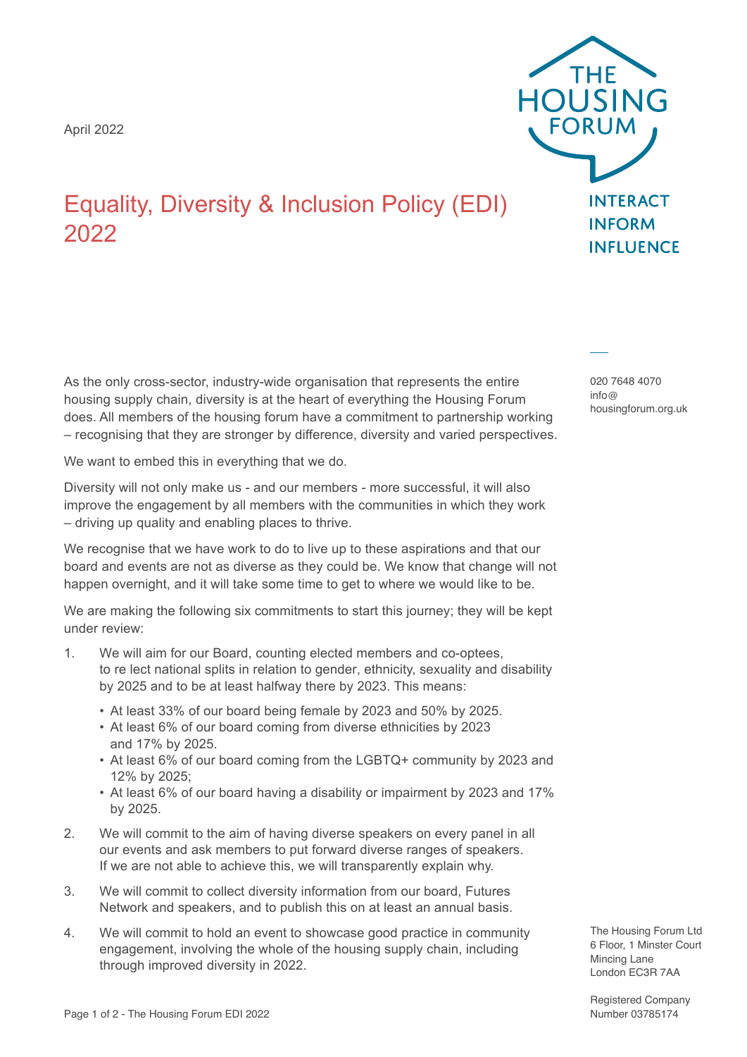April 2022

# Equality, Diversity & Inclusion Policy (EDI) 2022

THE HOUSING FORUM

INTERACT
INFORM
INFLUENCE

020 7648 4070
info@
housingforum.org.uk

As the only cross-sector, industry-wide organisation that represents the entire housing supply chain, diversity is at the heart of everything the Housing Forum does. All members of the housing forum have a commitment to partnership working – recognising that they are stronger by difference, diversity and varied perspectives.

We want to embed this in everything that we do.

Diversity will not only make us - and our members - more successful, it will also improve the engagement by all members with the communities in which they work – driving up quality and enabling places to thrive.

We recognise that we have work to do to live up to these aspirations and that our board and events are not as diverse as they could be. We know that change will not happen overnight, and it will take some time to get to where we would like to be.

We are making the following six commitments to start this journey; they will be kept under review:

1. We will aim for our Board, counting elected members and co-optees, to re lect national splits in relation to gender, ethnicity, sexuality and disability by 2025 and to be at least halfway there by 2023. This means:
   - At least 33% of our board being female by 2023 and 50% by 2025.
   - At least 6% of our board coming from diverse ethnicities by 2023 and 17% by 2025.
   - At least 6% of our board coming from the LGBTQ+ community by 2023 and 12% by 2025;
   - At least 6% of our board having a disability or impairment by 2023 and 17% by 2025.
2. We will commit to the aim of having diverse speakers on every panel in all our events and ask members to put forward diverse ranges of speakers. If we are not able to achieve this, we will transparently explain why.
3. We will commit to collect diversity information from our board, Futures Network and speakers, and to publish this on at least an annual basis.
4. We will commit to hold an event to showcase good practice in community engagement, involving the whole of the housing supply chain, including through improved diversity in 2022.

The Housing Forum Ltd
6 Floor, 1 Minster Court
Mincing Lane
London EC3R 7AA

Registered Company
Number 03785174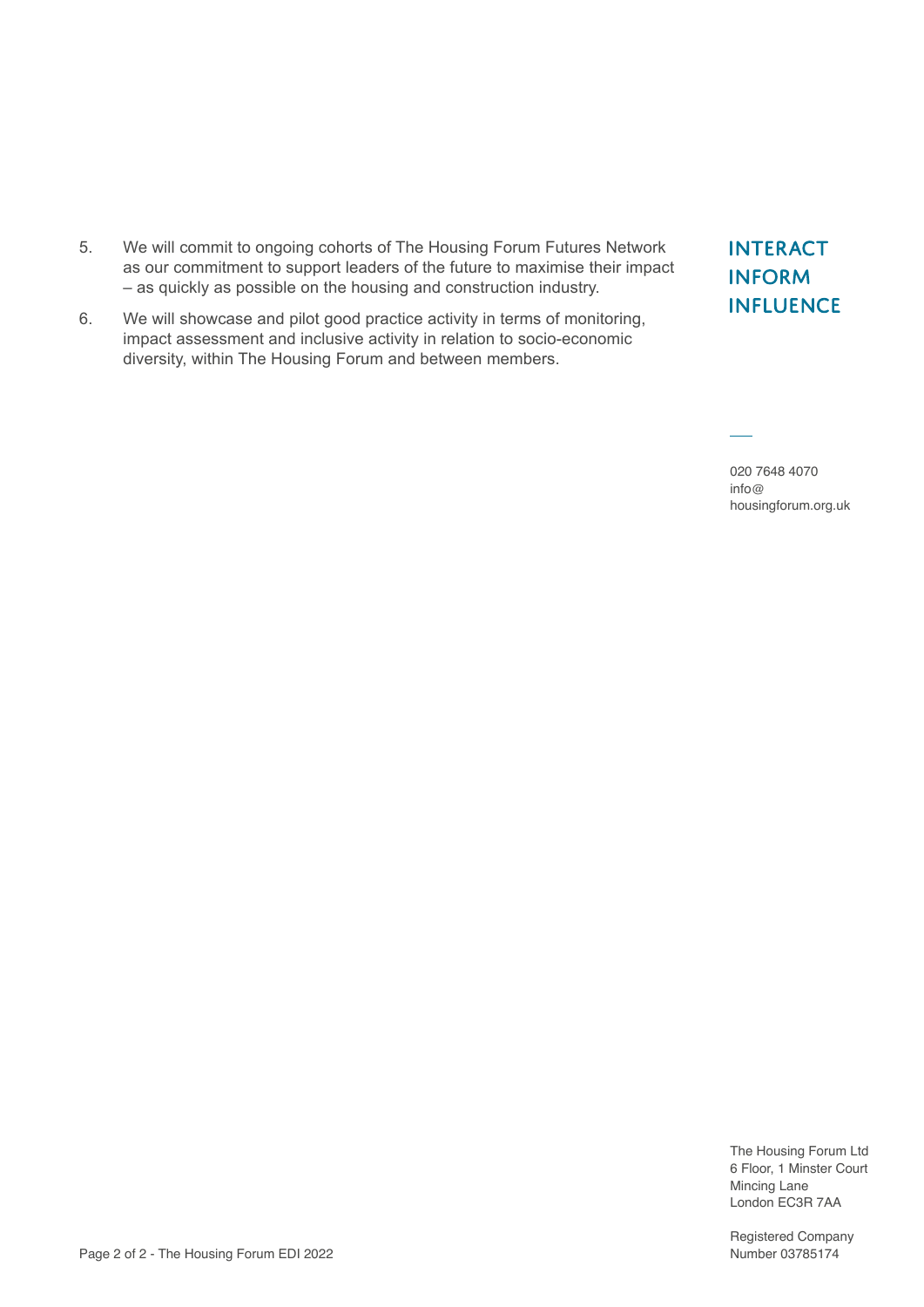5. We will commit to ongoing cohorts of The Housing Forum Futures Network as our commitment to support leaders of the future to maximise their impact – as quickly as possible on the housing and construction industry.
6. We will showcase and pilot good practice activity in terms of monitoring, impact assessment and inclusive activity in relation to socio-economic diversity, within The Housing Forum and between members.

INTERACT
INFORM
INFLUENCE

020 7648 4070
info@
housingforum.org.uk

The Housing Forum Ltd
6 Floor, 1 Minster Court
Mincing Lane
London EC3R 7AA

Registered Company
Number 03785174